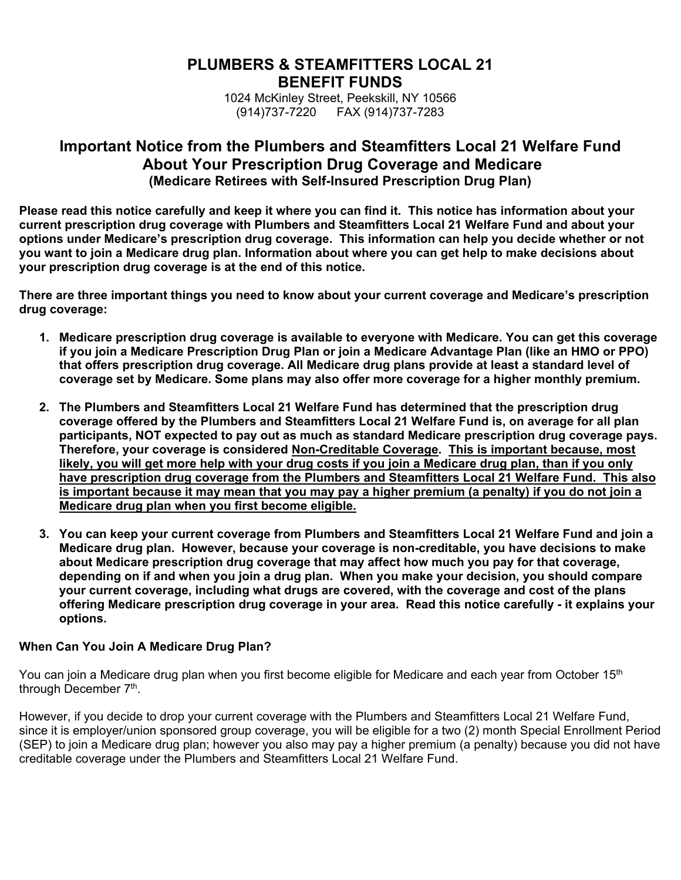# PLUMBERS & STEAMFITTERS LOCAL 21 BENEFIT FUNDS

1024 McKinley Street, Peekskill, NY 10566
(914)737-7220 FAX (914)737-7283

## Important Notice from the Plumbers and Steamfitters Local 21 Welfare Fund About Your Prescription Drug Coverage and Medicare

### (Medicare Retirees with Self-Insured Prescription Drug Plan)

**Please read this notice carefully and keep it where you can find it. This notice has information about your current prescription drug coverage with Plumbers and Steamfitters Local 21 Welfare Fund and about your options under Medicare's prescription drug coverage. This information can help you decide whether or not you want to join a Medicare drug plan. Information about where you can get help to make decisions about your prescription drug coverage is at the end of this notice.**

**There are three important things you need to know about your current coverage and Medicare's prescription drug coverage:**

1. **Medicare prescription drug coverage is available to everyone with Medicare. You can get this coverage if you join a Medicare Prescription Drug Plan or join a Medicare Advantage Plan (like an HMO or PPO) that offers prescription drug coverage. All Medicare drug plans provide at least a standard level of coverage set by Medicare. Some plans may also offer more coverage for a higher monthly premium.**

2. **The Plumbers and Steamfitters Local 21 Welfare Fund has determined that the prescription drug coverage offered by the Plumbers and Steamfitters Local 21 Welfare Fund is, on average for all plan participants, NOT expected to pay out as much as standard Medicare prescription drug coverage pays. Therefore, your coverage is considered <u>Non-Creditable Coverage</u>. <u>This is important because, most likely, you will get more help with your drug costs if you join a Medicare drug plan, than if you only have prescription drug coverage from the Plumbers and Steamfitters Local 21 Welfare Fund. This also is important because it may mean that you may pay a higher premium (a penalty) if you do not join a Medicare drug plan when you first become eligible.</u>**

3. **You can keep your current coverage from Plumbers and Steamfitters Local 21 Welfare Fund and join a Medicare drug plan. However, because your coverage is non-creditable, you have decisions to make about Medicare prescription drug coverage that may affect how much you pay for that coverage, depending on if and when you join a drug plan. When you make your decision, you should compare your current coverage, including what drugs are covered, with the coverage and cost of the plans offering Medicare prescription drug coverage in your area. Read this notice carefully - it explains your options.**

**When Can You Join A Medicare Drug Plan?**

You can join a Medicare drug plan when you first become eligible for Medicare and each year from October 15th through December 7th.

However, if you decide to drop your current coverage with the Plumbers and Steamfitters Local 21 Welfare Fund, since it is employer/union sponsored group coverage, you will be eligible for a two (2) month Special Enrollment Period (SEP) to join a Medicare drug plan; however you also may pay a higher premium (a penalty) because you did not have creditable coverage under the Plumbers and Steamfitters Local 21 Welfare Fund.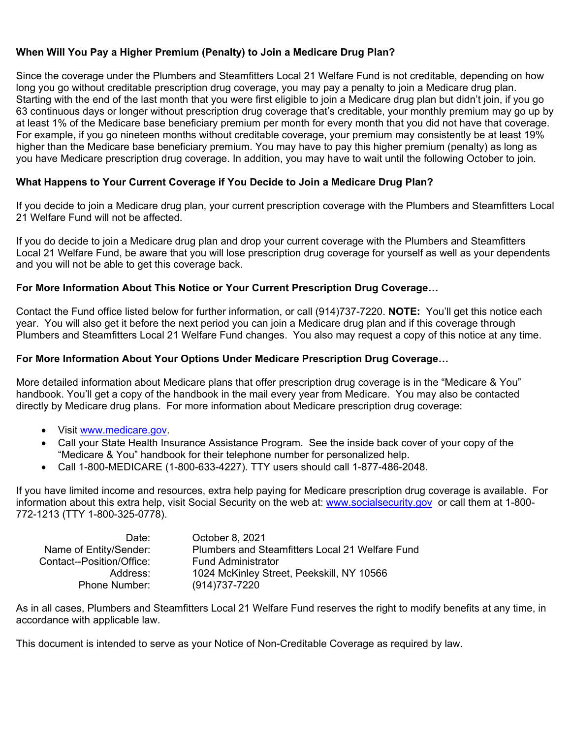**When Will You Pay a Higher Premium (Penalty) to Join a Medicare Drug Plan?**

Since the coverage under the Plumbers and Steamfitters Local 21 Welfare Fund is not creditable, depending on how long you go without creditable prescription drug coverage, you may pay a penalty to join a Medicare drug plan. Starting with the end of the last month that you were first eligible to join a Medicare drug plan but didn't join, if you go 63 continuous days or longer without prescription drug coverage that's creditable, your monthly premium may go up by at least 1% of the Medicare base beneficiary premium per month for every month that you did not have that coverage. For example, if you go nineteen months without creditable coverage, your premium may consistently be at least 19% higher than the Medicare base beneficiary premium. You may have to pay this higher premium (penalty) as long as you have Medicare prescription drug coverage. In addition, you may have to wait until the following October to join.

**What Happens to Your Current Coverage if You Decide to Join a Medicare Drug Plan?**

If you decide to join a Medicare drug plan, your current prescription coverage with the Plumbers and Steamfitters Local 21 Welfare Fund will not be affected.

If you do decide to join a Medicare drug plan and drop your current coverage with the Plumbers and Steamfitters Local 21 Welfare Fund, be aware that you will lose prescription drug coverage for yourself as well as your dependents and you will not be able to get this coverage back.

**For More Information About This Notice or Your Current Prescription Drug Coverage…**

Contact the Fund office listed below for further information, or call (914)737-7220. **NOTE:** You'll get this notice each year. You will also get it before the next period you can join a Medicare drug plan and if this coverage through Plumbers and Steamfitters Local 21 Welfare Fund changes. You also may request a copy of this notice at any time.

**For More Information About Your Options Under Medicare Prescription Drug Coverage…**

More detailed information about Medicare plans that offer prescription drug coverage is in the "Medicare & You" handbook. You'll get a copy of the handbook in the mail every year from Medicare. You may also be contacted directly by Medicare drug plans. For more information about Medicare prescription drug coverage:

- Visit www.medicare.gov.
- Call your State Health Insurance Assistance Program. See the inside back cover of your copy of the "Medicare & You" handbook for their telephone number for personalized help.
- Call 1-800-MEDICARE (1-800-633-4227). TTY users should call 1-877-486-2048.

If you have limited income and resources, extra help paying for Medicare prescription drug coverage is available. For information about this extra help, visit Social Security on the web at: www.socialsecurity.gov or call them at 1-800-772-1213 (TTY 1-800-325-0778).

| | |
|---|---|
| Date: | October 8, 2021 |
| Name of Entity/Sender: | Plumbers and Steamfitters Local 21 Welfare Fund |
| Contact--Position/Office: | Fund Administrator |
| Address: | 1024 McKinley Street, Peekskill, NY 10566 |
| Phone Number: | (914)737-7220 |

As in all cases, Plumbers and Steamfitters Local 21 Welfare Fund reserves the right to modify benefits at any time, in accordance with applicable law.

This document is intended to serve as your Notice of Non-Creditable Coverage as required by law.